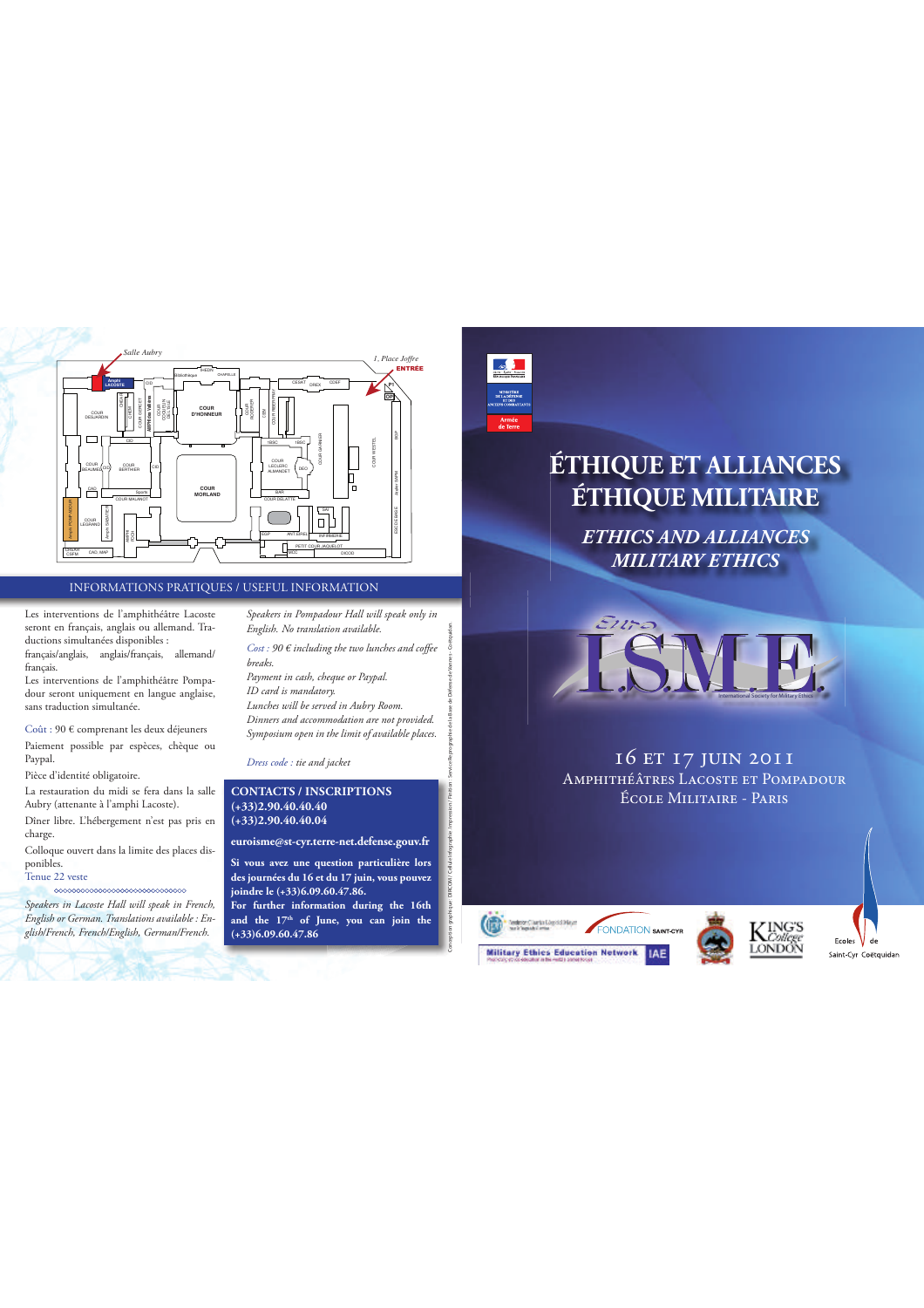Salle Aubry

1, Place Joffre
ENTRÉE

## INFORMATIONS PRATIQUES / USEFUL INFORMATION

Les interventions de l'amphithéâtre Lacoste seront en français, anglais ou allemand. Traductions simultanées disponibles : français/anglais, anglais/français, allemand/français.

Les interventions de l'amphithéâtre Pompadour seront uniquement en langue anglaise, sans traduction simultanée.

Coût : 90 € comprenant les deux déjeuners

Paiement possible par espèces, chèque ou Paypal.

Pièce d'identité obligatoire.

La restauration du midi se fera dans la salle Aubry (attenante à l'amphi Lacoste).

Dîner libre. L'hébergement n'est pas pris en charge.

Colloque ouvert dans la limite des places disponibles.

Tenue 22 veste

*Speakers in Lacoste Hall will speak in French, English or German. Translations available : English/French, French/English, German/French.*

*Speakers in Pompadour Hall will speak only in English. No translation available.*

*Cost : 90 € including the two lunches and coffee breaks.*

*Payment in cash, cheque or Paypal.*

*ID card is mandatory.*

*Lunches will be served in Aubry Room.*

*Dinners and accommodation are not provided.*

*Symposium open in the limit of available places.*

*Dress code : tie and jacket*

**CONTACTS / INSCRIPTIONS**
**(+33)2.90.40.40.40**
**(+33)2.90.40.40.04**

**euroisme@st-cyr.terre-net.defense.gouv.fr**

**Si vous avez une question particulière lors des journées du 16 et du 17 juin, vous pouvez joindre le (+33)6.09.60.47.86.**
**For further information during the 16th and the 17th of June, you can join the (+33)6.09.60.47.86**

Conception graphique : DRCDEI / Cellule infographie. Impression / Finition : Service Reprographie de la Base de Défense de Vannes – Coëtquidan

Ministère de la Défense et des Anciens Combattants
Armée de Terre

# ÉTHIQUE ET ALLIANCES
# ÉTHIQUE MILITAIRE

## *ETHICS AND ALLIANCES*
## *MILITARY ETHICS*

Euro I.S.M.E.
International Society for Military Ethics

16 et 17 juin 2011
Amphithéâtres Lacoste et Pompadour
École Militaire - Paris

Fondation Saint-Cyr
Military Ethics Education Network
IAE
King's College London
Ecoles de Saint-Cyr Coëtquidan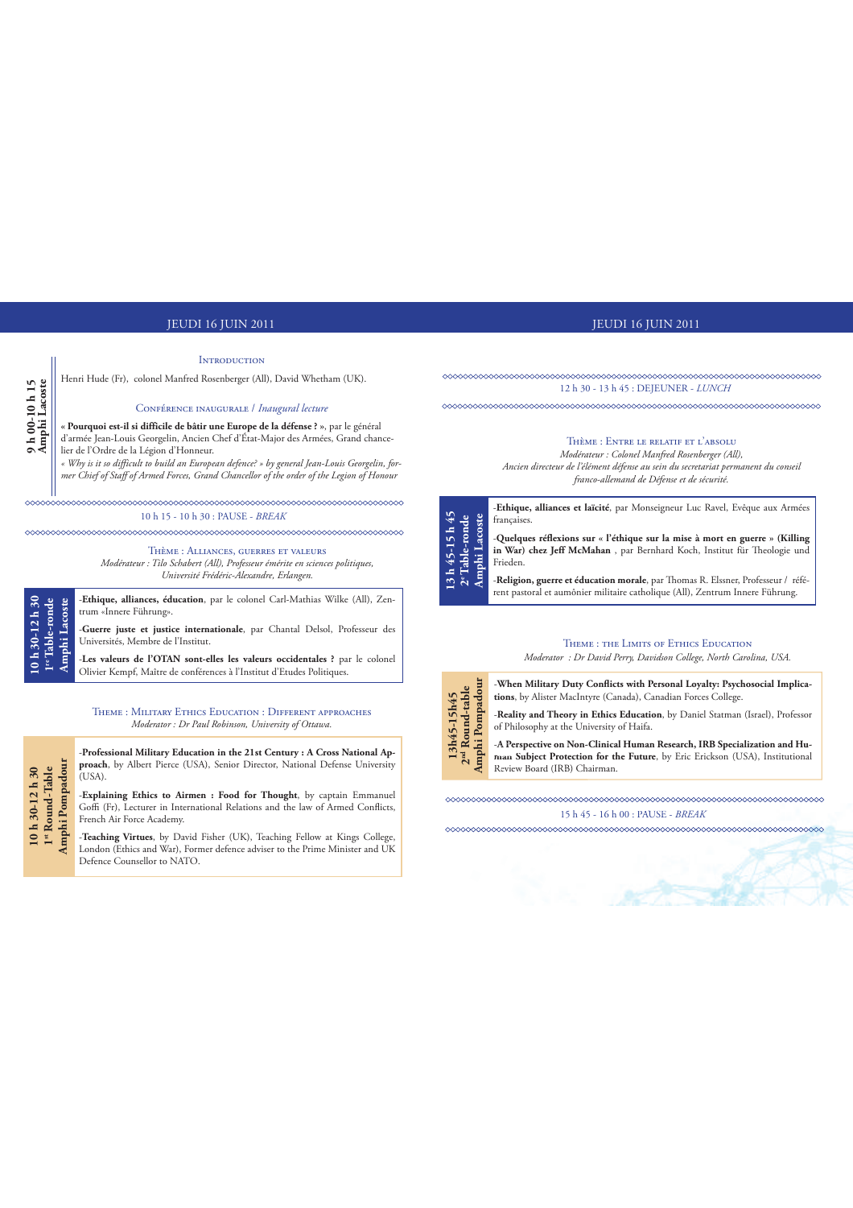## JEUDI 16 JUIN 2011

**9 h 00-10 h 15 Amphi Lacoste**

### Introduction

Henri Hude (Fr), colonel Manfred Rosenberger (All), David Whetham (UK).

### Conférence inaugurale / *Inaugural lecture*

**« Pourquoi est-il si difficile de bâtir une Europe de la défense ? »**, par le général d'armée Jean-Louis Georgelin, Ancien Chef d'État-Major des Armées, Grand chancelier de l'Ordre de la Légion d'Honneur.

*« Why is it so difficult to build an European defence? » by general Jean-Louis Georgelin, former Chief of Staff of Armed Forces, Grand Chancellor of the order of the Legion of Honour*

10 h 15 - 10 h 30 : PAUSE - *BREAK*

### Thème : Alliances, guerres et valeurs

*Modérateur : Tilo Schabert (All), Professeur émérite en sciences politiques, Université Frédéric-Alexandre, Erlangen.*

**10 h 30-12 h 30 — 1re Table-ronde — Amphi Lacoste**

-**Ethique, alliances, éducation**, par le colonel Carl-Mathias Wilke (All), Zentrum «Innere Führung».

-**Guerre juste et justice internationale**, par Chantal Delsol, Professeur des Universités, Membre de l'Institut.

-**Les valeurs de l'OTAN sont-elles les valeurs occidentales ?** par le colonel Olivier Kempf, Maître de conférences à l'Institut d'Etudes Politiques.

### Theme : Military Ethics Education : Different approaches

*Moderator : Dr Paul Robinson, University of Ottawa.*

**10 h 30-12 h 30 — 1st Round-Table — Amphi Pompadour**

-**Professional Military Education in the 21st Century : A Cross National Approach**, by Albert Pierce (USA), Senior Director, National Defense University (USA).

-**Explaining Ethics to Airmen : Food for Thought**, by captain Emmanuel Goffi (Fr), Lecturer in International Relations and the law of Armed Conflicts, French Air Force Academy.

-**Teaching Virtues**, by David Fisher (UK), Teaching Fellow at Kings College, London (Ethics and War), Former defence adviser to the Prime Minister and UK Defence Counsellor to NATO.

## JEUDI 16 JUIN 2011

12 h 30 - 13 h 45 : DEJEUNER - *LUNCH*

### Thème : Entre le relatif et l'absolu

*Modérateur : Colonel Manfred Rosenberger (All), Ancien directeur de l'élément défense au sein du secretariat permanent du conseil franco-allemand de Défense et de sécurité.*

**13 h 45-15 h 45 — 2e Table-ronde — Amphi Lacoste**

-**Ethique, alliances et laïcité**, par Monseigneur Luc Ravel, Evêque aux Armées françaises.

-**Quelques réflexions sur « l'éthique sur la mise à mort en guerre » (Killing in War) chez Jeff McMahan**, par Bernhard Koch, Institut für Theologie und Frieden.

-**Religion, guerre et éducation morale**, par Thomas R. Elssner, Professeur / référent pastoral et aumônier militaire catholique (All), Zentrum Innere Führung.

### Theme : the Limits of Ethics Education

*Moderator : Dr David Perry, Davidson College, North Carolina, USA.*

**13h45-15h45 — 2nd Round-table — Amphi Pompadour**

-**When Military Duty Conflicts with Personal Loyalty: Psychosocial Implications**, by Alister MacIntyre (Canada), Canadian Forces College.

-**Reality and Theory in Ethics Education**, by Daniel Statman (Israel), Professor of Philosophy at the University of Haifa.

-**A Perspective on Non-Clinical Human Research, IRB Specialization and Human Subject Protection for the Future**, by Eric Erickson (USA), Institutional Review Board (IRB) Chairman.

15 h 45 - 16 h 00 : PAUSE - *BREAK*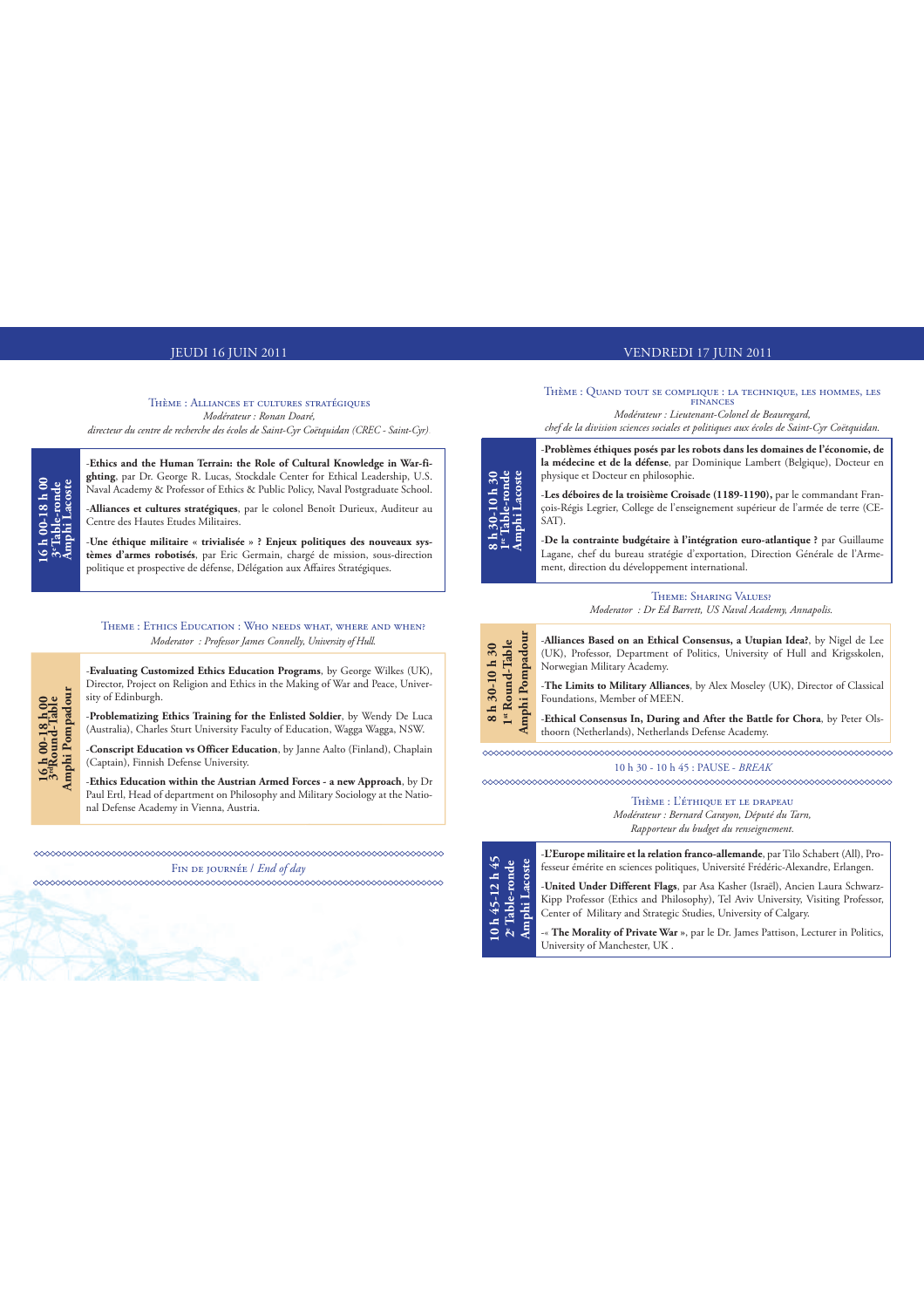## JEUDI 16 JUIN 2011

### Thème : Alliances et cultures stratégiques

*Modérateur : Ronan Doaré,*
*directeur du centre de recherche des écoles de Saint-Cyr Coëtquidan (CREC - Saint-Cyr).*

**16 h 00-18 h 00 — 3e Table-ronde — Amphi Lacoste**

-**Ethics and the Human Terrain: the Role of Cultural Knowledge in War-fighting**, par Dr. George R. Lucas, Stockdale Center for Ethical Leadership, U.S. Naval Academy & Professor of Ethics & Public Policy, Naval Postgraduate School.

-**Alliances et cultures stratégiques**, par le colonel Benoît Durieux, Auditeur au Centre des Hautes Etudes Militaires.

-**Une éthique militaire « trivialisée » ? Enjeux politiques des nouveaux systèmes d'armes robotisés**, par Eric Germain, chargé de mission, sous-direction politique et prospective de défense, Délégation aux Affaires Stratégiques.

### Theme : Ethics Education : Who needs what, where and when?

*Moderator : Professor James Connelly, University of Hull.*

**16 h 00-18 h 00 — 3rd Round-Table — Amphi Pompadour**

-**Evaluating Customized Ethics Education Programs**, by George Wilkes (UK), Director, Project on Religion and Ethics in the Making of War and Peace, University of Edinburgh.

-**Problematizing Ethics Training for the Enlisted Soldier**, by Wendy De Luca (Australia), Charles Sturt University Faculty of Education, Wagga Wagga, NSW.

-**Conscript Education vs Officer Education**, by Janne Aalto (Finland), Chaplain (Captain), Finnish Defense University.

-**Ethics Education within the Austrian Armed Forces - a new Approach**, by Dr Paul Ertl, Head of department on Philosophy and Military Sociology at the National Defense Academy in Vienna, Austria.

Fin de journée / *End of day*

## VENDREDI 17 JUIN 2011

### Thème : Quand tout se complique : la technique, les hommes, les finances

*Modérateur : Lieutenant-Colonel de Beauregard,*
*chef de la division sciences sociales et politiques aux écoles de Saint-Cyr Coëtquidan.*

**8 h 30-10 h 30 — 1re Table-ronde — Amphi Lacoste**

-**Problèmes éthiques posés par les robots dans les domaines de l'économie, de la médecine et de la défense**, par Dominique Lambert (Belgique), Docteur en physique et Docteur en philosophie.

-**Les déboires de la troisième Croisade (1189-1190),** par le commandant François-Régis Legrier, College de l'enseignement supérieur de l'armée de terre (CESAT).

-**De la contrainte budgétaire à l'intégration euro-atlantique ?** par Guillaume Lagane, chef du bureau stratégie d'exportation, Direction Générale de l'Armement, direction du développement international.

### Theme: Sharing Values?

*Moderator : Dr Ed Barrett, US Naval Academy, Annapolis.*

**8 h 30-10 h 30 — 1st Round-Table — Amphi Pompadour**

-**Alliances Based on an Ethical Consensus, a Utupian Idea?**, by Nigel de Lee (UK), Professor, Department of Politics, University of Hull and Krigsskolen, Norwegian Military Academy.

-**The Limits to Military Alliances**, by Alex Moseley (UK), Director of Classical Foundations, Member of MEEN.

-**Ethical Consensus In, During and After the Battle for Chora**, by Peter Olsthoorn (Netherlands), Netherlands Defense Academy.

10 h 30 - 10 h 45 : PAUSE - *BREAK*

### Thème : L'éthique et le drapeau

*Modérateur : Bernard Carayon, Député du Tarn,*
*Rapporteur du budget du renseignement.*

**10 h 45-12 h 45 — 2e Table-ronde — Amphi Lacoste**

-**L'Europe militaire et la relation franco-allemande**, par Tilo Schabert (All), Professeur émérite en sciences politiques, Université Frédéric-Alexandre, Erlangen.

-**United Under Different Flags**, par Asa Kasher (Israël), Ancien Laura Schwarz-Kipp Professor (Ethics and Philosophy), Tel Aviv University, Visiting Professor, Center of Military and Strategic Studies, University of Calgary.

-« **The Morality of Private War** », par le Dr. James Pattison, Lecturer in Politics, University of Manchester, UK .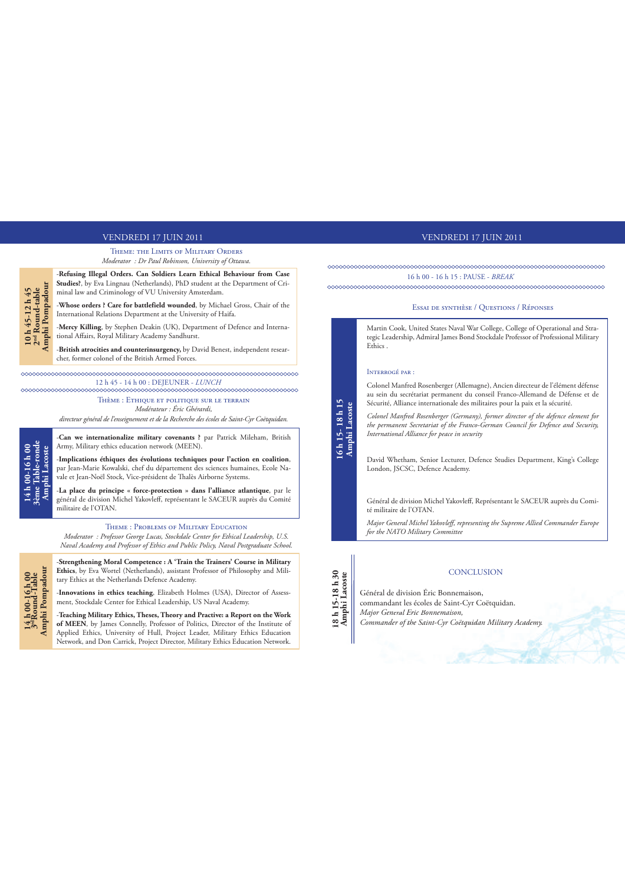## VENDREDI 17 JUIN 2011

### Theme: the Limits of Military Orders

*Moderator : Dr Paul Robinson, University of Ottawa.*

**10 h 45-12 h 45 — 2nd Round-table — Amphi Pompadour**

-**Refusing Illegal Orders. Can Soldiers Learn Ethical Behaviour from Case Studies?**, by Eva Lingnau (Netherlands), PhD student at the Department of Criminal law and Criminology of VU University Amsterdam.

-**Whose orders ? Care for battlefield wounded**, by Michael Gross, Chair of the International Relations Department at the University of Haifa.

-**Mercy Killing**, by Stephen Deakin (UK), Department of Defence and International Affairs, Royal Military Academy Sandhurst.

-**British atrocities and counterinsurgency,** by David Benest, independent researcher, former colonel of the British Armed Forces.

12 h 45 - 14 h 00 : DEJEUNER - *LUNCH*

### Thème : Ethique et politique sur le terrain

*Modérateur : Éric Ghérardi,*

*directeur général de l'enseignement et de la Recherche des écoles de Saint-Cyr Coëtquidan.*

**14 h 00-16 h 00 — 3ème Table-ronde — Amphi Lacoste**

-**Can we internationalize military covenants ?** par Patrick Mileham, British Army, Military ethics education network (MEEN).

-**Implications éthiques des évolutions techniques pour l'action en coalition**, par Jean-Marie Kowalski, chef du département des sciences humaines, Ecole Navale et Jean-Noël Stock, Vice-président de Thalès Airborne Systems.

-**La place du principe « force-protection » dans l'alliance atlantique**, par le général de division Michel Yakovleff, représentant le SACEUR auprès du Comité militaire de l'OTAN.

### Theme : Problems of Military Education

*Moderator : Professor George Lucas, Stockdale Center for Ethical Leadership, U.S. Naval Academy and Professor of Ethics and Public Policy, Naval Postgraduate School.*

**14 h 00-16 h 00 — 3rd Round-Table — Amphi Pompadour**

-**Strengthening Moral Competence : A 'Train the Trainers' Course in Military Ethics**, by Eva Wortel (Netherlands), assistant Professor of Philosophy and Military Ethics at the Netherlands Defence Academy.

-**Innovations in ethics teaching**, Elizabeth Holmes (USA), Director of Assessment, Stockdale Center for Ethical Leadership, US Naval Academy.

-**Teaching Military Ethics, Theses, Theory and Practive: a Report on the Work of MEEN**, by James Connelly, Professor of Politics, Director of the Institute of Applied Ethics, University of Hull, Project Leader, Military Ethics Education Network, and Don Carrick, Project Director, Military Ethics Education Network.

## VENDREDI 17 JUIN 2011

16 h 00 - 16 h 15 : PAUSE - *BREAK*

### Essai de synthèse / Questions / Réponses

**16 h 15 - 18 h 15 — Amphi Lacoste**

Martin Cook, United States Naval War College, College of Operational and Strategic Leadership, Admiral James Bond Stockdale Professor of Professional Military Ethics .

Interrogé par :

Colonel Manfred Rosenberger (Allemagne), Ancien directeur de l'élément défense au sein du secrétariat permanent du conseil Franco-Allemand de Défense et de Sécurité, Alliance internationale des militaires pour la paix et la sécurité.

*Colonel Manfred Rosenberger (Germany), former director of the defence element for the permanent Secretariat of the Franco-German Council for Defence and Security, International Alliance for peace in security*

David Whetham, Senior Lecturer, Defence Studies Department, King's College London, JSCSC, Defence Academy.

Général de division Michel Yakovleff, Représentant le SACEUR auprès du Comité militaire de l'OTAN.

*Major General Michel Yakovleff, representing the Supreme Allied Commander Europe for the NATO Military Committee*

**18 h 15-18 h 30 — Amphi Lacoste**

### CONCLUSION

Général de division Éric Bonnemaison,
commandant les écoles de Saint-Cyr Coëtquidan.
*Major General Eric Bonnemaison,*
*Commander of the Saint-Cyr Coëtquidan Military Academy.*